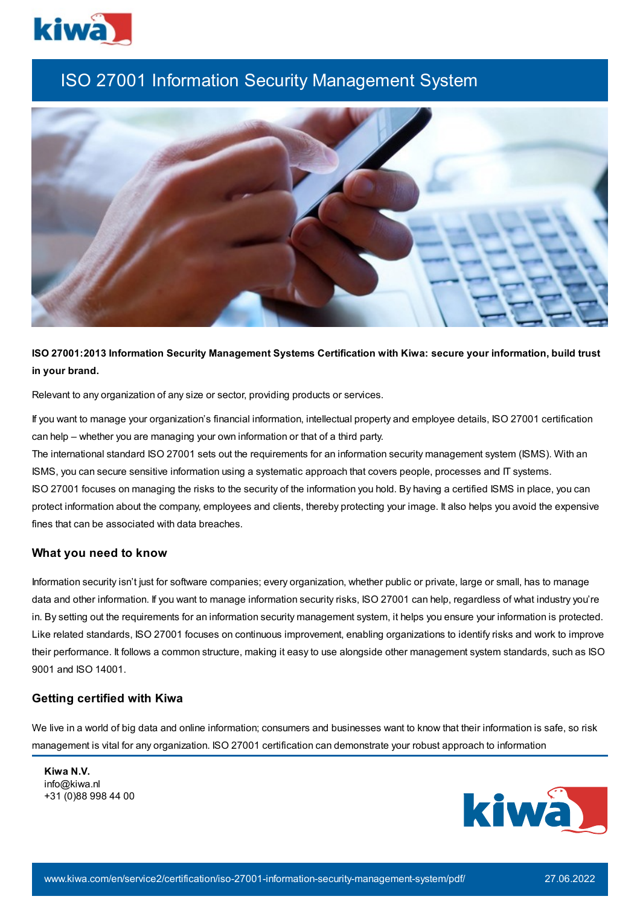# ISO 27001 Information Security Management System

**ISO 27001:2013 Information Security Management Systems Certification with Kiwa: secure your information, build trust in your brand.**

Relevant to any organization of any size or sector, providing products or services.

If you want to manage your organization's financial information, intellectual property and employee details, ISO 27001 certification can help – whether you are managing your own information or that of a third party.
The international standard ISO 27001 sets out the requirements for an information security management system (ISMS). With an ISMS, you can secure sensitive information using a systematic approach that covers people, processes and IT systems.
ISO 27001 focuses on managing the risks to the security of the information you hold. By having a certified ISMS in place, you can protect information about the company, employees and clients, thereby protecting your image. It also helps you avoid the expensive fines that can be associated with data breaches.

## What you need to know

Information security isn't just for software companies; every organization, whether public or private, large or small, has to manage data and other information. If you want to manage information security risks, ISO 27001 can help, regardless of what industry you're in. By setting out the requirements for an information security management system, it helps you ensure your information is protected. Like related standards, ISO 27001 focuses on continuous improvement, enabling organizations to identify risks and work to improve their performance. It follows a common structure, making it easy to use alongside other management system standards, such as ISO 9001 and ISO 14001.

## Getting certified with Kiwa

We live in a world of big data and online information; consumers and businesses want to know that their information is safe, so risk management is vital for any organization. ISO 27001 certification can demonstrate your robust approach to information

**Kiwa N.V.**
info@kiwa.nl
+31 (0)88 998 44 00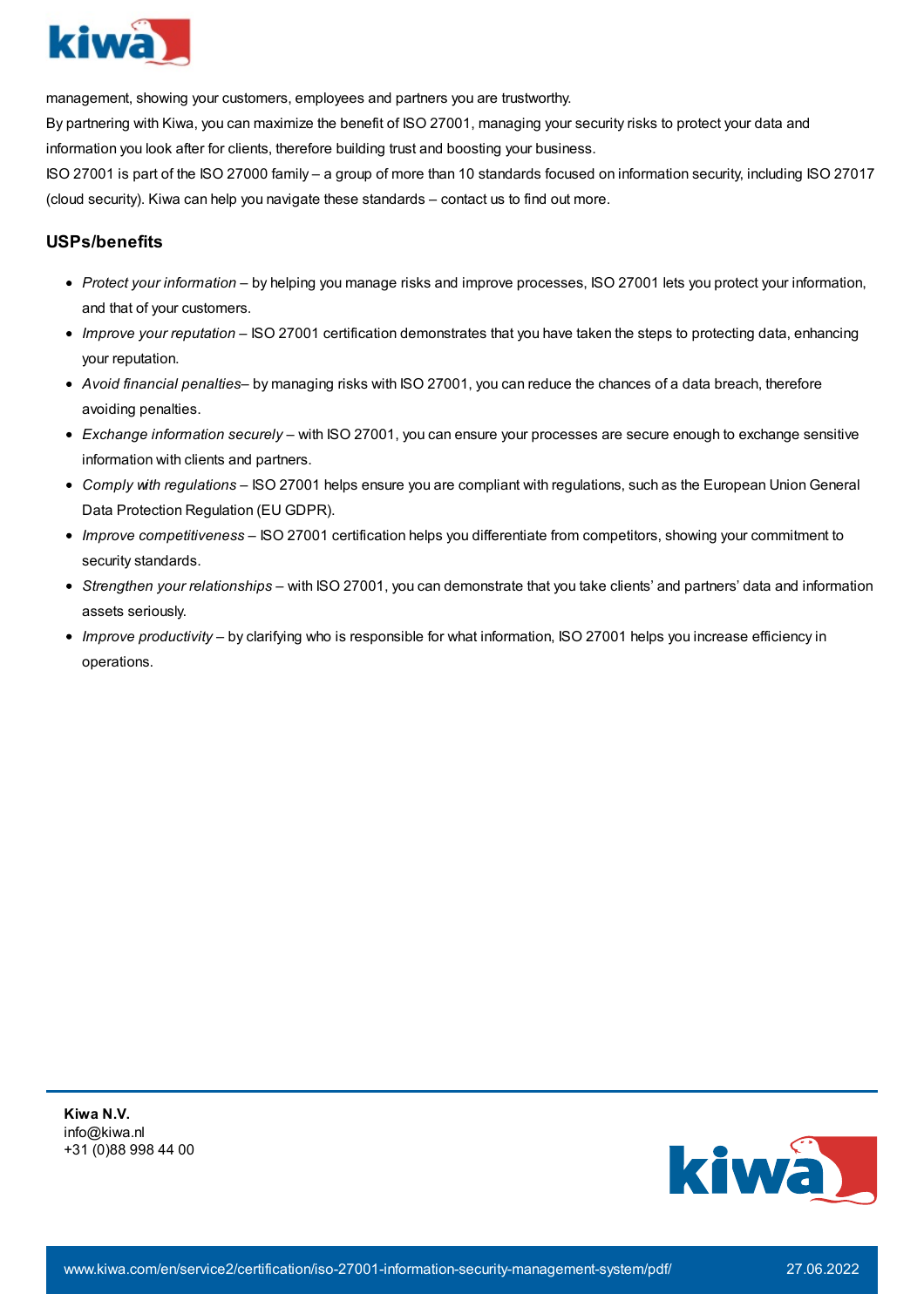management, showing your customers, employees and partners you are trustworthy.

By partnering with Kiwa, you can maximize the benefit of ISO 27001, managing your security risks to protect your data and information you look after for clients, therefore building trust and boosting your business.

ISO 27001 is part of the ISO 27000 family – a group of more than 10 standards focused on information security, including ISO 27017 (cloud security). Kiwa can help you navigate these standards – contact us to find out more.

## USPs/benefits

- *Protect your information* – by helping you manage risks and improve processes, ISO 27001 lets you protect your information, and that of your customers.
- *Improve your reputation* – ISO 27001 certification demonstrates that you have taken the steps to protecting data, enhancing your reputation.
- *Avoid financial penalties*– by managing risks with ISO 27001, you can reduce the chances of a data breach, therefore avoiding penalties.
- *Exchange information securely* – with ISO 27001, you can ensure your processes are secure enough to exchange sensitive information with clients and partners.
- *Comply with regulations* – ISO 27001 helps ensure you are compliant with regulations, such as the European Union General Data Protection Regulation (EU GDPR).
- *Improve competitiveness* – ISO 27001 certification helps you differentiate from competitors, showing your commitment to security standards.
- *Strengthen your relationships* – with ISO 27001, you can demonstrate that you take clients' and partners' data and information assets seriously.
- *Improve productivity* – by clarifying who is responsible for what information, ISO 27001 helps you increase efficiency in operations.

**Kiwa N.V.**
info@kiwa.nl
+31 (0)88 998 44 00